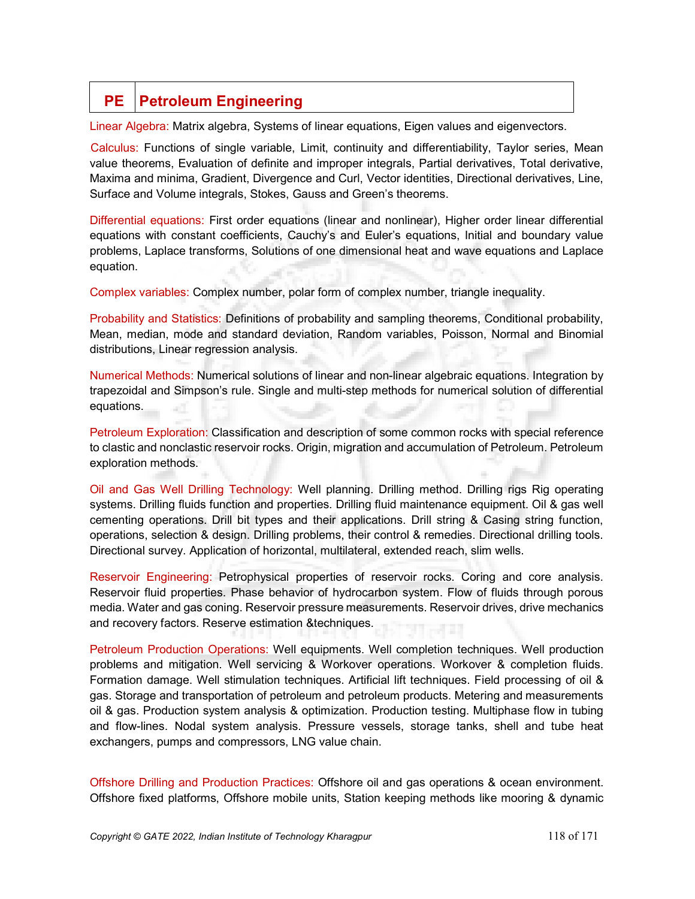# PE Petroleum Engineering

**Linear Algebra:** Matrix algebra, Systems of linear equations, Eigen values and eigenvectors.

**Calculus:** Functions of single variable, Limit, continuity and differentiability, Taylor series, Mean value theorems, Evaluation of definite and improper integrals, Partial derivatives, Total derivative, Maxima and minima, Gradient, Divergence and Curl, Vector identities, Directional derivatives, Line, Surface and Volume integrals, Stokes, Gauss and Green's theorems.

**Differential equations:** First order equations (linear and nonlinear), Higher order linear differential equations with constant coefficients, Cauchy's and Euler's equations, Initial and boundary value problems, Laplace transforms, Solutions of one dimensional heat and wave equations and Laplace equation.

**Complex variables:** Complex number, polar form of complex number, triangle inequality.

**Probability and Statistics:** Definitions of probability and sampling theorems, Conditional probability, Mean, median, mode and standard deviation, Random variables, Poisson, Normal and Binomial distributions, Linear regression analysis.

**Numerical Methods:** Numerical solutions of linear and non-linear algebraic equations. Integration by trapezoidal and Simpson's rule. Single and multi-step methods for numerical solution of differential equations.

**Petroleum Exploration:** Classification and description of some common rocks with special reference to clastic and nonclastic reservoir rocks. Origin, migration and accumulation of Petroleum. Petroleum exploration methods.

**Oil and Gas Well Drilling Technology:** Well planning. Drilling method. Drilling rigs Rig operating systems. Drilling fluids function and properties. Drilling fluid maintenance equipment. Oil & gas well cementing operations. Drill bit types and their applications. Drill string & Casing string function, operations, selection & design. Drilling problems, their control & remedies. Directional drilling tools. Directional survey. Application of horizontal, multilateral, extended reach, slim wells.

**Reservoir Engineering:** Petrophysical properties of reservoir rocks. Coring and core analysis. Reservoir fluid properties. Phase behavior of hydrocarbon system. Flow of fluids through porous media. Water and gas coning. Reservoir pressure measurements. Reservoir drives, drive mechanics and recovery factors. Reserve estimation &techniques.

**Petroleum Production Operations:** Well equipments. Well completion techniques. Well production problems and mitigation. Well servicing & Workover operations. Workover & completion fluids. Formation damage. Well stimulation techniques. Artificial lift techniques. Field processing of oil & gas. Storage and transportation of petroleum and petroleum products. Metering and measurements oil & gas. Production system analysis & optimization. Production testing. Multiphase flow in tubing and flow-lines. Nodal system analysis. Pressure vessels, storage tanks, shell and tube heat exchangers, pumps and compressors, LNG value chain.

**Offshore Drilling and Production Practices:** Offshore oil and gas operations & ocean environment. Offshore fixed platforms, Offshore mobile units, Station keeping methods like mooring & dynamic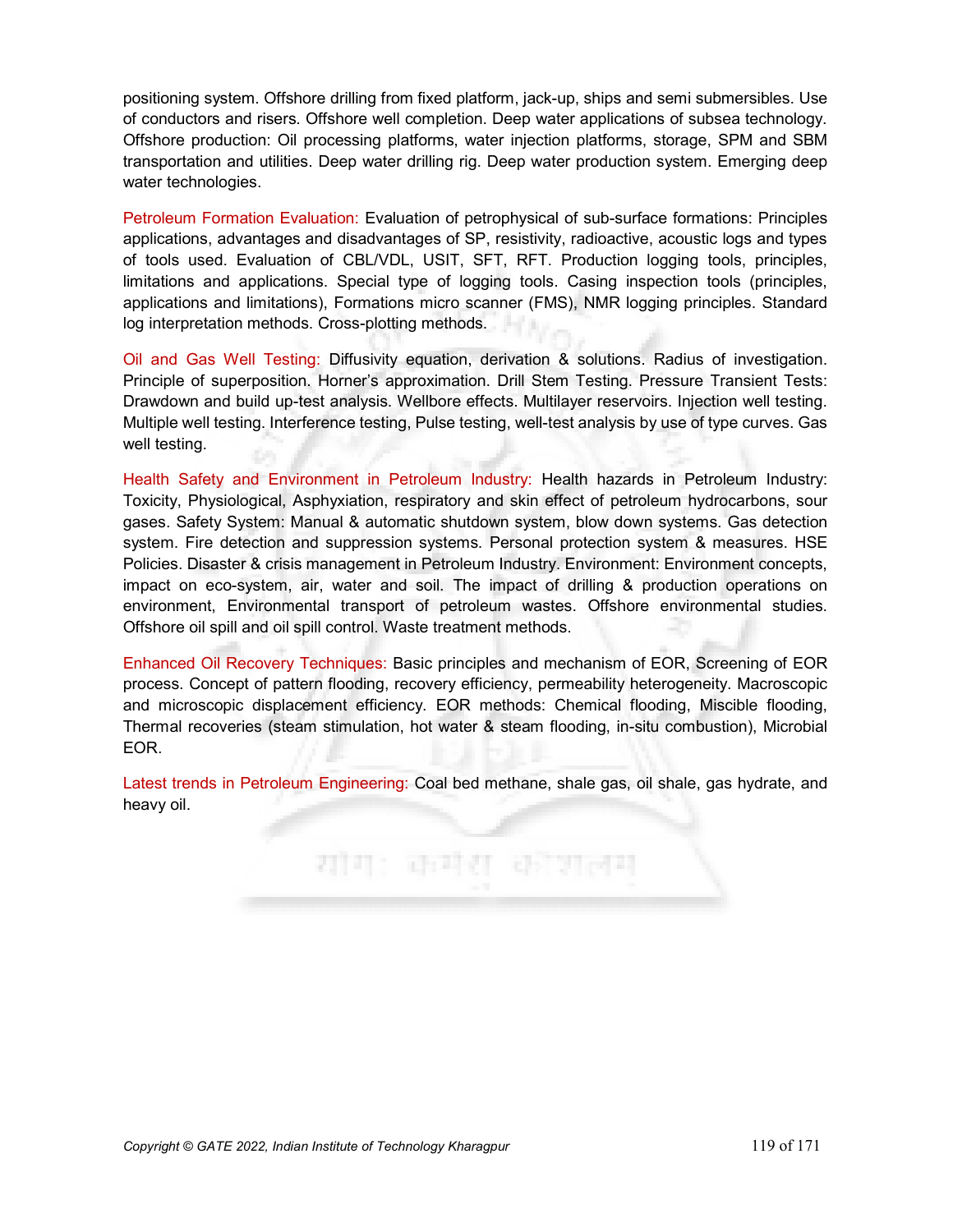positioning system. Offshore drilling from fixed platform, jack-up, ships and semi submersibles. Use of conductors and risers. Offshore well completion. Deep water applications of subsea technology. Offshore production: Oil processing platforms, water injection platforms, storage, SPM and SBM transportation and utilities. Deep water drilling rig. Deep water production system. Emerging deep water technologies.

Petroleum Formation Evaluation: Evaluation of petrophysical of sub-surface formations: Principles applications, advantages and disadvantages of SP, resistivity, radioactive, acoustic logs and types of tools used. Evaluation of CBL/VDL, USIT, SFT, RFT. Production logging tools, principles, limitations and applications. Special type of logging tools. Casing inspection tools (principles, applications and limitations), Formations micro scanner (FMS), NMR logging principles. Standard log interpretation methods. Cross-plotting methods.

Oil and Gas Well Testing: Diffusivity equation, derivation & solutions. Radius of investigation. Principle of superposition. Horner's approximation. Drill Stem Testing. Pressure Transient Tests: Drawdown and build up-test analysis. Wellbore effects. Multilayer reservoirs. Injection well testing. Multiple well testing. Interference testing, Pulse testing, well-test analysis by use of type curves. Gas well testing.

Health Safety and Environment in Petroleum Industry: Health hazards in Petroleum Industry: Toxicity, Physiological, Asphyxiation, respiratory and skin effect of petroleum hydrocarbons, sour gases. Safety System: Manual & automatic shutdown system, blow down systems. Gas detection system. Fire detection and suppression systems. Personal protection system & measures. HSE Policies. Disaster & crisis management in Petroleum Industry. Environment: Environment concepts, impact on eco-system, air, water and soil. The impact of drilling & production operations on environment, Environmental transport of petroleum wastes. Offshore environmental studies. Offshore oil spill and oil spill control. Waste treatment methods.

Enhanced Oil Recovery Techniques: Basic principles and mechanism of EOR, Screening of EOR process. Concept of pattern flooding, recovery efficiency, permeability heterogeneity. Macroscopic and microscopic displacement efficiency. EOR methods: Chemical flooding, Miscible flooding, Thermal recoveries (steam stimulation, hot water & steam flooding, in-situ combustion), Microbial EOR.

Latest trends in Petroleum Engineering: Coal bed methane, shale gas, oil shale, gas hydrate, and heavy oil.